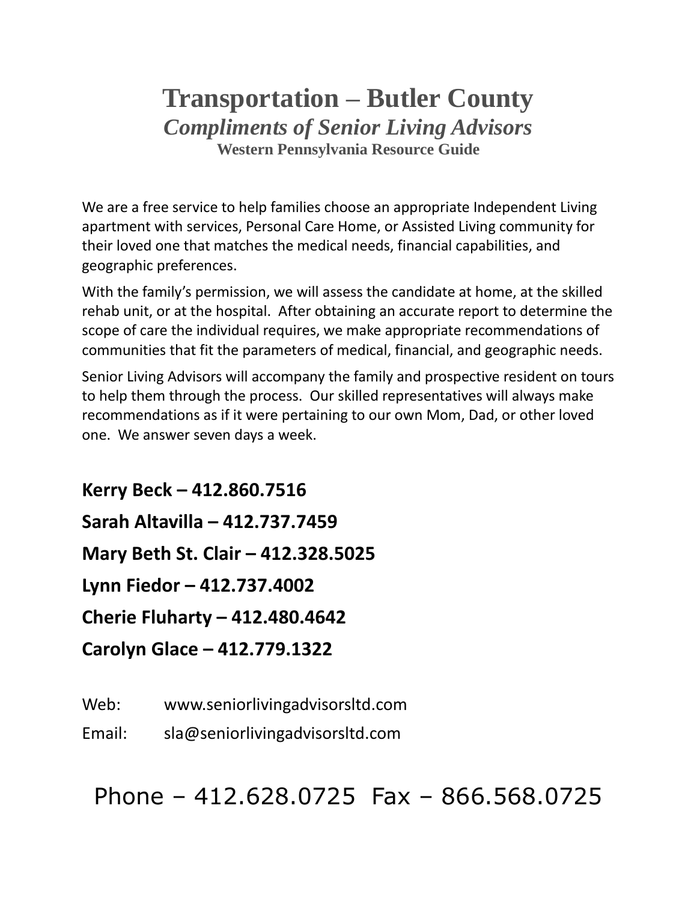# Transportation – Butler County

## *Compliments of Senior Living Advisors*

### Western Pennsylvania Resource Guide

We are a free service to help families choose an appropriate Independent Living apartment with services, Personal Care Home, or Assisted Living community for their loved one that matches the medical needs, financial capabilities, and geographic preferences.

With the family's permission, we will assess the candidate at home, at the skilled rehab unit, or at the hospital. After obtaining an accurate report to determine the scope of care the individual requires, we make appropriate recommendations of communities that fit the parameters of medical, financial, and geographic needs.

Senior Living Advisors will accompany the family and prospective resident on tours to help them through the process. Our skilled representatives will always make recommendations as if it were pertaining to our own Mom, Dad, or other loved one. We answer seven days a week.

**Kerry Beck – 412.860.7516**

**Sarah Altavilla – 412.737.7459**

**Mary Beth St. Clair – 412.328.5025**

**Lynn Fiedor – 412.737.4002**

**Cherie Fluharty – 412.480.4642**

**Carolyn Glace – 412.779.1322**

Web: www.seniorlivingadvisorsltd.com

Email: sla@seniorlivingadvisorsltd.com

Phone – 412.628.0725 Fax – 866.568.0725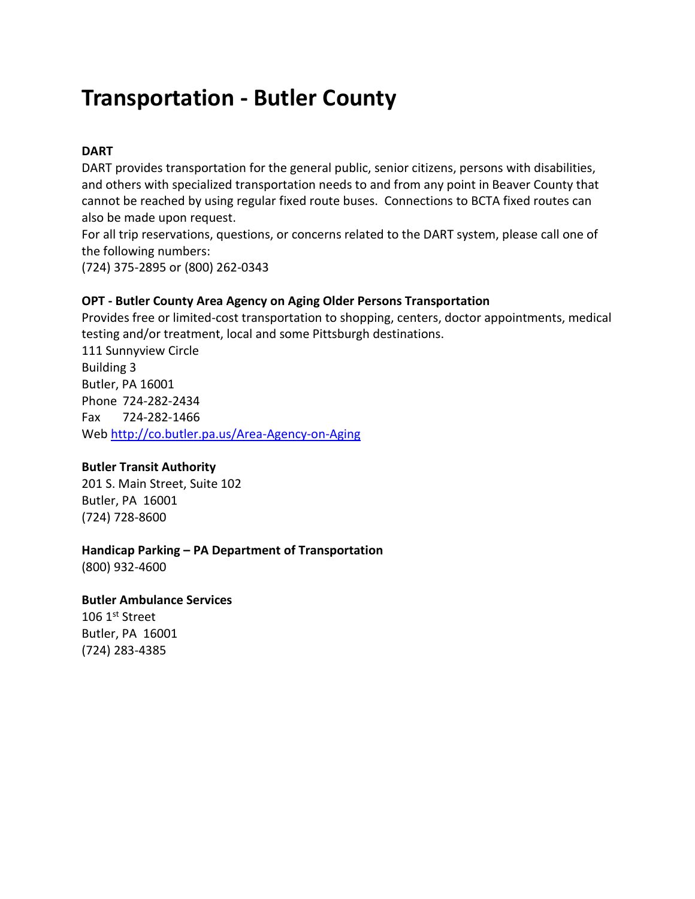# Transportation - Butler County

**DART**

DART provides transportation for the general public, senior citizens, persons with disabilities, and others with specialized transportation needs to and from any point in Beaver County that cannot be reached by using regular fixed route buses. Connections to BCTA fixed routes can also be made upon request.

For all trip reservations, questions, or concerns related to the DART system, please call one of the following numbers:

(724) 375-2895 or (800) 262-0343

**OPT - Butler County Area Agency on Aging Older Persons Transportation**

Provides free or limited-cost transportation to shopping, centers, doctor appointments, medical testing and/or treatment, local and some Pittsburgh destinations.

111 Sunnyview Circle
Building 3
Butler, PA 16001
Phone 724-282-2434
Fax 724-282-1466
Web http://co.butler.pa.us/Area-Agency-on-Aging

**Butler Transit Authority**

201 S. Main Street, Suite 102
Butler, PA 16001
(724) 728-8600

**Handicap Parking – PA Department of Transportation**

(800) 932-4600

**Butler Ambulance Services**

106 1st Street
Butler, PA 16001
(724) 283-4385